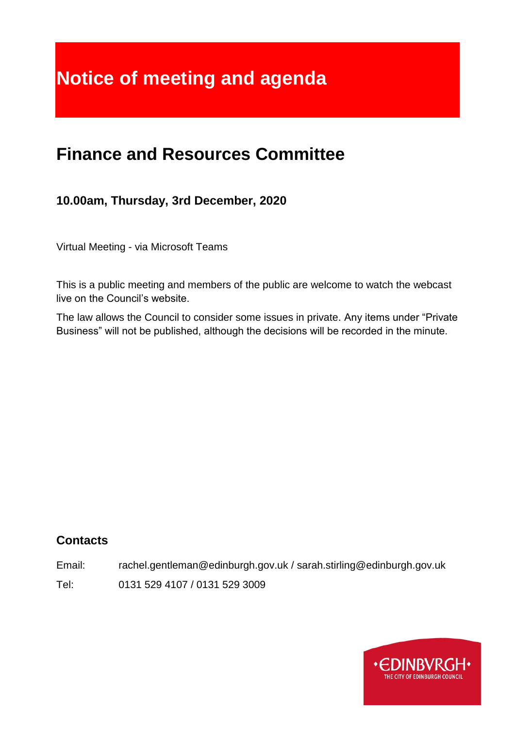# Notice of meeting and agenda

## Finance and Resources Committee

### 10.00am, Thursday, 3rd December, 2020

Virtual Meeting - via Microsoft Teams

This is a public meeting and members of the public are welcome to watch the webcast live on the Council's website.

The law allows the Council to consider some issues in private. Any items under "Private Business" will not be published, although the decisions will be recorded in the minute.

### Contacts

Email: rachel.gentleman@edinburgh.gov.uk / sarah.stirling@edinburgh.gov.uk

Tel: 0131 529 4107 / 0131 529 3009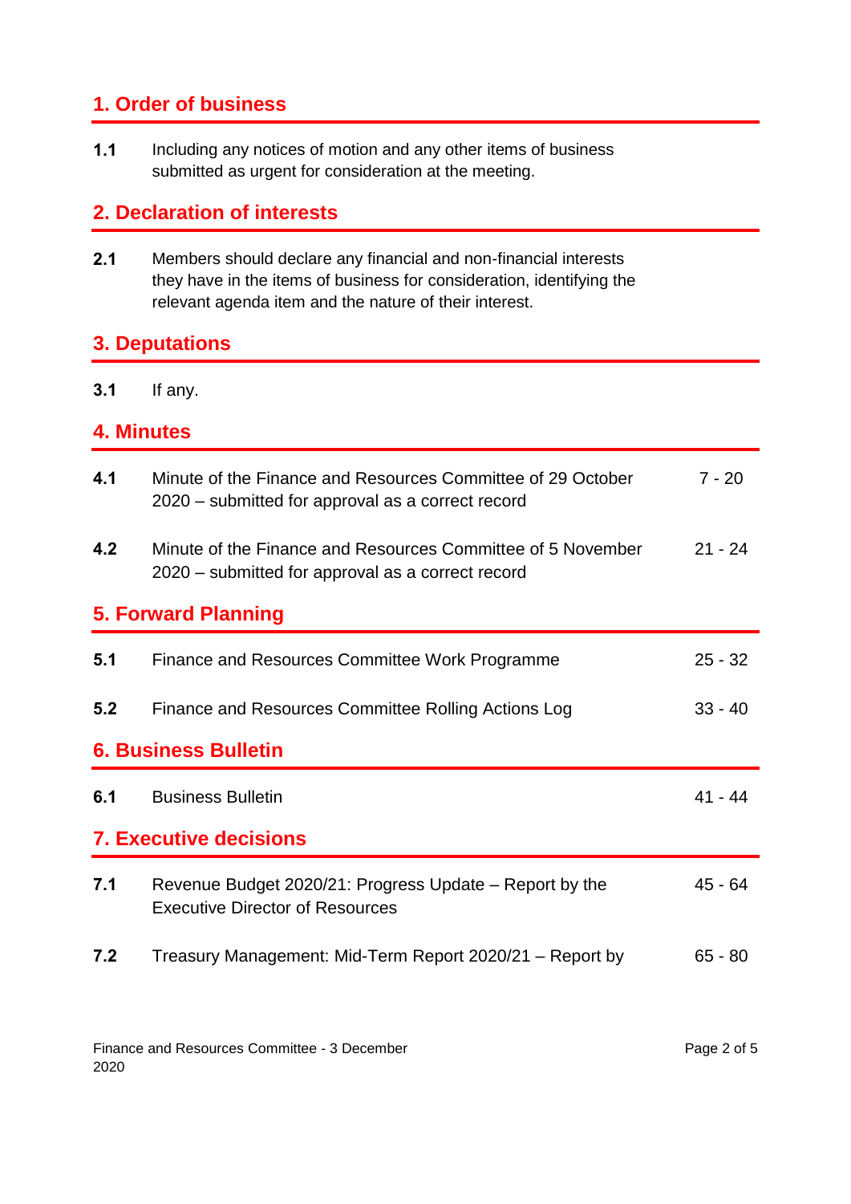## 1. Order of business

| | | |
|---|---|---|
| **1.1** | Including any notices of motion and any other items of business submitted as urgent for consideration at the meeting. | |

## 2. Declaration of interests

| | | |
|---|---|---|
| **2.1** | Members should declare any financial and non-financial interests they have in the items of business for consideration, identifying the relevant agenda item and the nature of their interest. | |

## 3. Deputations

| | | |
|---|---|---|
| **3.1** | If any. | |

## 4. Minutes

| | | |
|---|---|---|
| **4.1** | Minute of the Finance and Resources Committee of 29 October 2020 – submitted for approval as a correct record | 7 - 20 |
| **4.2** | Minute of the Finance and Resources Committee of 5 November 2020 – submitted for approval as a correct record | 21 - 24 |

## 5. Forward Planning

| | | |
|---|---|---|
| **5.1** | Finance and Resources Committee Work Programme | 25 - 32 |
| **5.2** | Finance and Resources Committee Rolling Actions Log | 33 - 40 |

## 6. Business Bulletin

| | | |
|---|---|---|
| **6.1** | Business Bulletin | 41 - 44 |

## 7. Executive decisions

| | | |
|---|---|---|
| **7.1** | Revenue Budget 2020/21: Progress Update – Report by the Executive Director of Resources | 45 - 64 |
| **7.2** | Treasury Management: Mid-Term Report 2020/21 – Report by | 65 - 80 |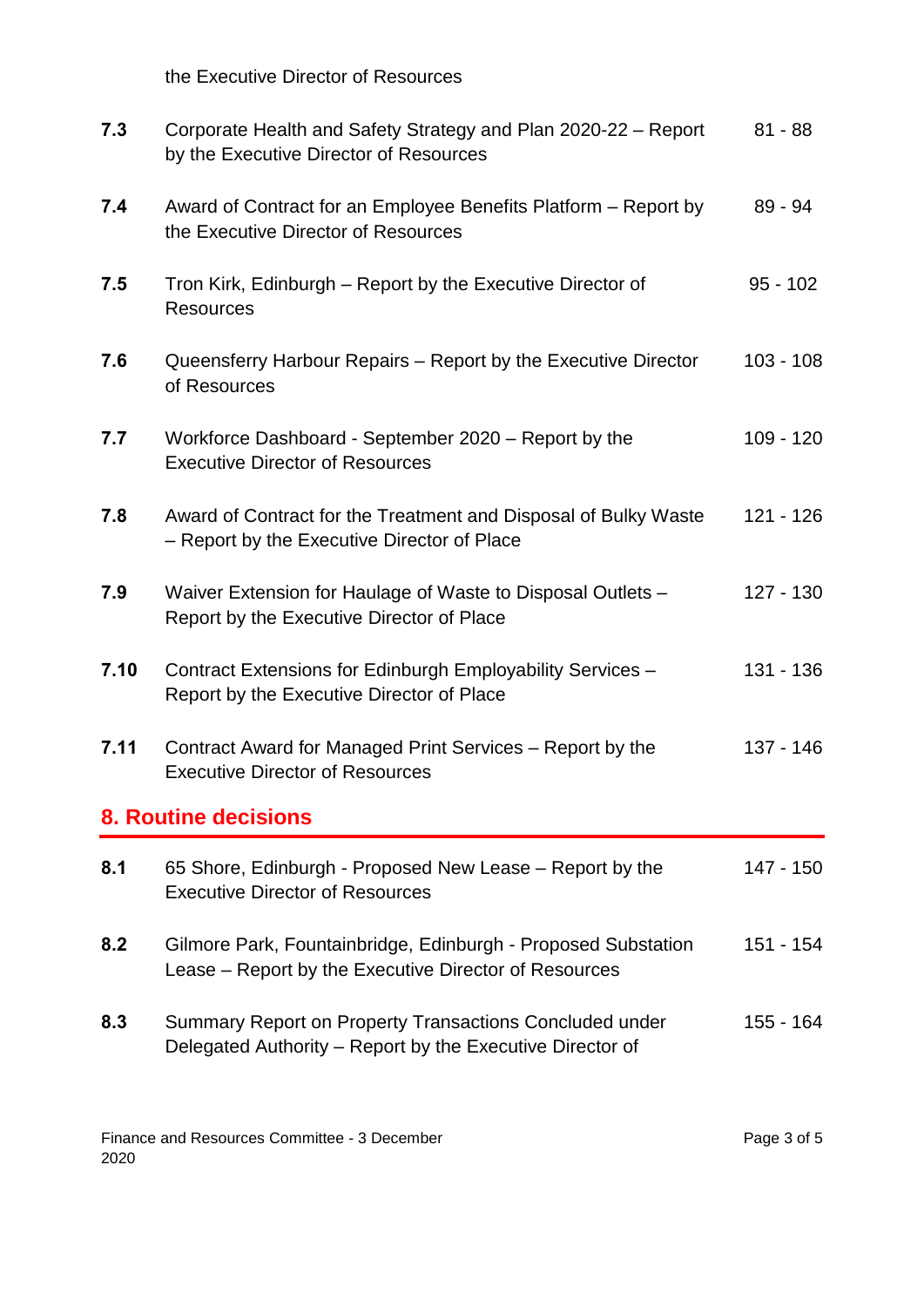| | | |
|---|---|---|
| | the Executive Director of Resources | |
| **7.3** | Corporate Health and Safety Strategy and Plan 2020-22 – Report by the Executive Director of Resources | 81 - 88 |
| **7.4** | Award of Contract for an Employee Benefits Platform – Report by the Executive Director of Resources | 89 - 94 |
| **7.5** | Tron Kirk, Edinburgh – Report by the Executive Director of Resources | 95 - 102 |
| **7.6** | Queensferry Harbour Repairs – Report by the Executive Director of Resources | 103 - 108 |
| **7.7** | Workforce Dashboard - September 2020 – Report by the Executive Director of Resources | 109 - 120 |
| **7.8** | Award of Contract for the Treatment and Disposal of Bulky Waste – Report by the Executive Director of Place | 121 - 126 |
| **7.9** | Waiver Extension for Haulage of Waste to Disposal Outlets – Report by the Executive Director of Place | 127 - 130 |
| **7.10** | Contract Extensions for Edinburgh Employability Services – Report by the Executive Director of Place | 131 - 136 |
| **7.11** | Contract Award for Managed Print Services – Report by the Executive Director of Resources | 137 - 146 |

## 8. Routine decisions

| | | |
|---|---|---|
| **8.1** | 65 Shore, Edinburgh - Proposed New Lease – Report by the Executive Director of Resources | 147 - 150 |
| **8.2** | Gilmore Park, Fountainbridge, Edinburgh - Proposed Substation Lease – Report by the Executive Director of Resources | 151 - 154 |
| **8.3** | Summary Report on Property Transactions Concluded under Delegated Authority – Report by the Executive Director of | 155 - 164 |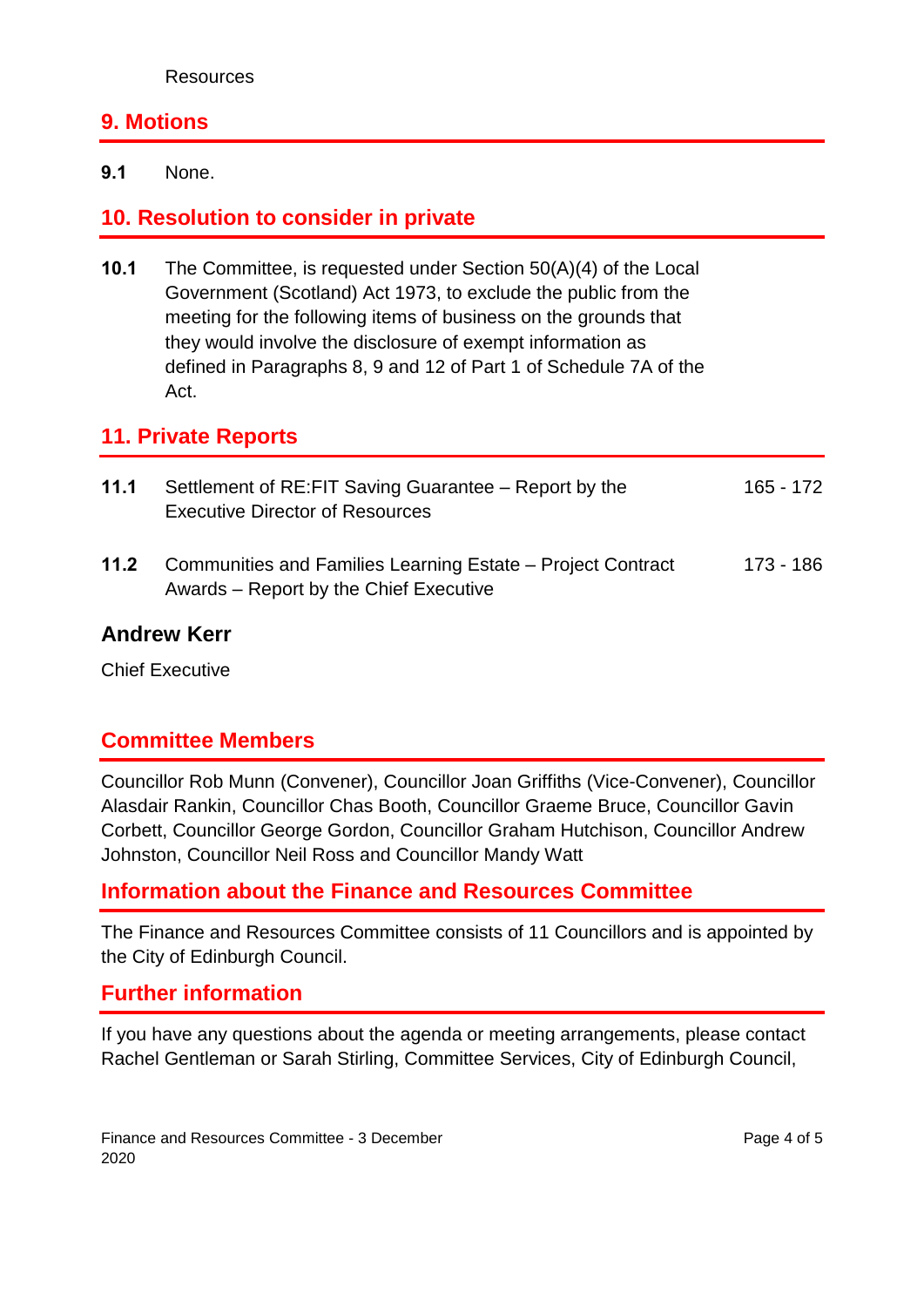Resources

## 9. Motions

**9.1** None.

## 10. Resolution to consider in private

**10.1** The Committee, is requested under Section 50(A)(4) of the Local Government (Scotland) Act 1973, to exclude the public from the meeting for the following items of business on the grounds that they would involve the disclosure of exempt information as defined in Paragraphs 8, 9 and 12 of Part 1 of Schedule 7A of the Act.

## 11. Private Reports

| | | |
|---|---|---|
| **11.1** | Settlement of RE:FIT Saving Guarantee – Report by the Executive Director of Resources | 165 - 172 |
| **11.2** | Communities and Families Learning Estate – Project Contract Awards – Report by the Chief Executive | 173 - 186 |

### Andrew Kerr

Chief Executive

## Committee Members

Councillor Rob Munn (Convener), Councillor Joan Griffiths (Vice-Convener), Councillor Alasdair Rankin, Councillor Chas Booth, Councillor Graeme Bruce, Councillor Gavin Corbett, Councillor George Gordon, Councillor Graham Hutchison, Councillor Andrew Johnston, Councillor Neil Ross and Councillor Mandy Watt

## Information about the Finance and Resources Committee

The Finance and Resources Committee consists of 11 Councillors and is appointed by the City of Edinburgh Council.

## Further information

If you have any questions about the agenda or meeting arrangements, please contact Rachel Gentleman or Sarah Stirling, Committee Services, City of Edinburgh Council,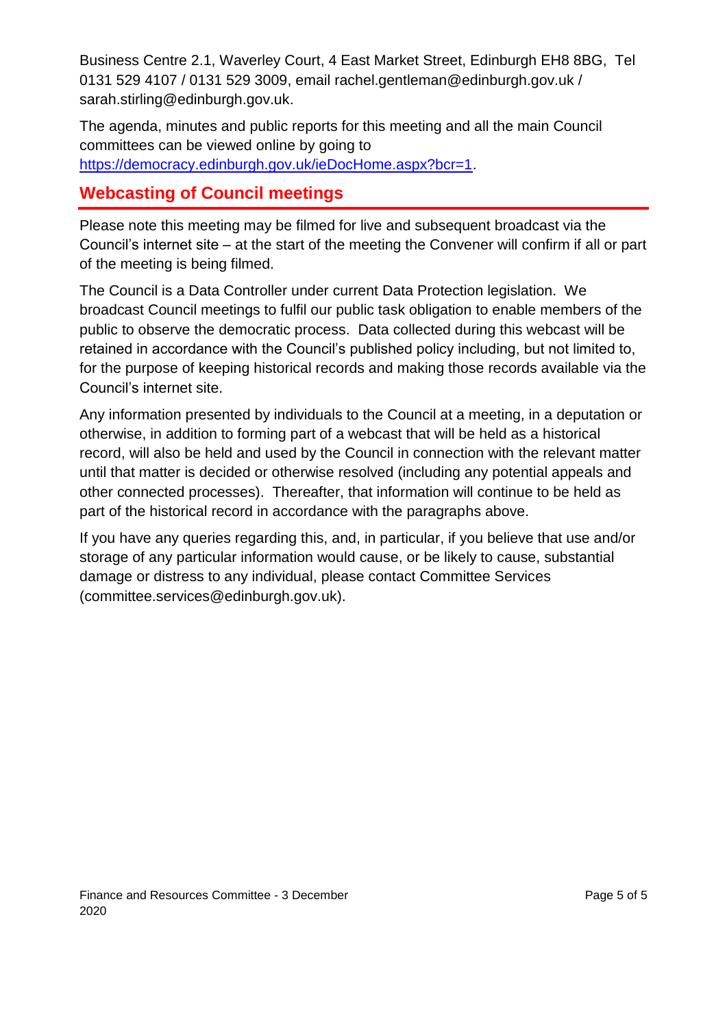Business Centre 2.1, Waverley Court, 4 East Market Street, Edinburgh EH8 8BG, Tel 0131 529 4107 / 0131 529 3009, email rachel.gentleman@edinburgh.gov.uk / sarah.stirling@edinburgh.gov.uk.

The agenda, minutes and public reports for this meeting and all the main Council committees can be viewed online by going to https://democracy.edinburgh.gov.uk/ieDocHome.aspx?bcr=1.

## Webcasting of Council meetings

Please note this meeting may be filmed for live and subsequent broadcast via the Council's internet site – at the start of the meeting the Convener will confirm if all or part of the meeting is being filmed.

The Council is a Data Controller under current Data Protection legislation. We broadcast Council meetings to fulfil our public task obligation to enable members of the public to observe the democratic process. Data collected during this webcast will be retained in accordance with the Council's published policy including, but not limited to, for the purpose of keeping historical records and making those records available via the Council's internet site.

Any information presented by individuals to the Council at a meeting, in a deputation or otherwise, in addition to forming part of a webcast that will be held as a historical record, will also be held and used by the Council in connection with the relevant matter until that matter is decided or otherwise resolved (including any potential appeals and other connected processes). Thereafter, that information will continue to be held as part of the historical record in accordance with the paragraphs above.

If you have any queries regarding this, and, in particular, if you believe that use and/or storage of any particular information would cause, or be likely to cause, substantial damage or distress to any individual, please contact Committee Services (committee.services@edinburgh.gov.uk).